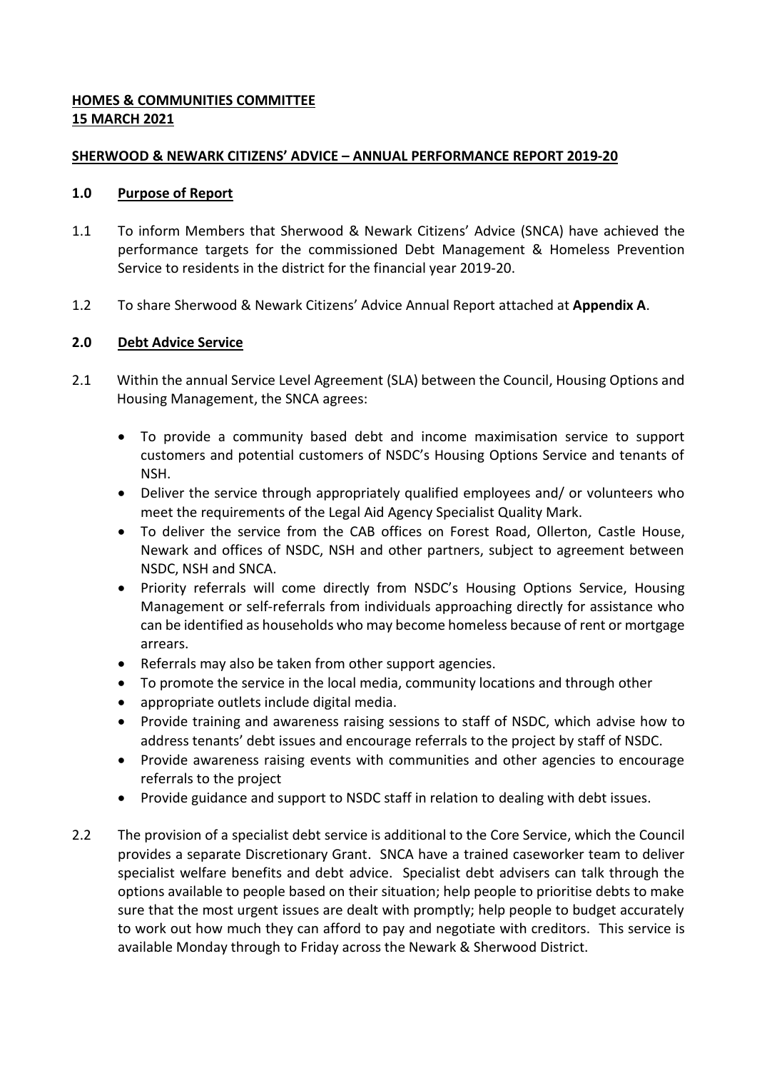**HOMES & COMMUNITIES COMMITTEE**
**15 MARCH 2021**

**SHERWOOD & NEWARK CITIZENS' ADVICE – ANNUAL PERFORMANCE REPORT 2019-20**

## 1.0 Purpose of Report

1.1 To inform Members that Sherwood & Newark Citizens' Advice (SNCA) have achieved the performance targets for the commissioned Debt Management & Homeless Prevention Service to residents in the district for the financial year 2019-20.

1.2 To share Sherwood & Newark Citizens' Advice Annual Report attached at **Appendix A**.

## 2.0 Debt Advice Service

2.1 Within the annual Service Level Agreement (SLA) between the Council, Housing Options and Housing Management, the SNCA agrees:

- To provide a community based debt and income maximisation service to support customers and potential customers of NSDC's Housing Options Service and tenants of NSH.
- Deliver the service through appropriately qualified employees and/ or volunteers who meet the requirements of the Legal Aid Agency Specialist Quality Mark.
- To deliver the service from the CAB offices on Forest Road, Ollerton, Castle House, Newark and offices of NSDC, NSH and other partners, subject to agreement between NSDC, NSH and SNCA.
- Priority referrals will come directly from NSDC's Housing Options Service, Housing Management or self-referrals from individuals approaching directly for assistance who can be identified as households who may become homeless because of rent or mortgage arrears.
- Referrals may also be taken from other support agencies.
- To promote the service in the local media, community locations and through other
- appropriate outlets include digital media.
- Provide training and awareness raising sessions to staff of NSDC, which advise how to address tenants' debt issues and encourage referrals to the project by staff of NSDC.
- Provide awareness raising events with communities and other agencies to encourage referrals to the project
- Provide guidance and support to NSDC staff in relation to dealing with debt issues.

2.2 The provision of a specialist debt service is additional to the Core Service, which the Council provides a separate Discretionary Grant. SNCA have a trained caseworker team to deliver specialist welfare benefits and debt advice. Specialist debt advisers can talk through the options available to people based on their situation; help people to prioritise debts to make sure that the most urgent issues are dealt with promptly; help people to budget accurately to work out how much they can afford to pay and negotiate with creditors. This service is available Monday through to Friday across the Newark & Sherwood District.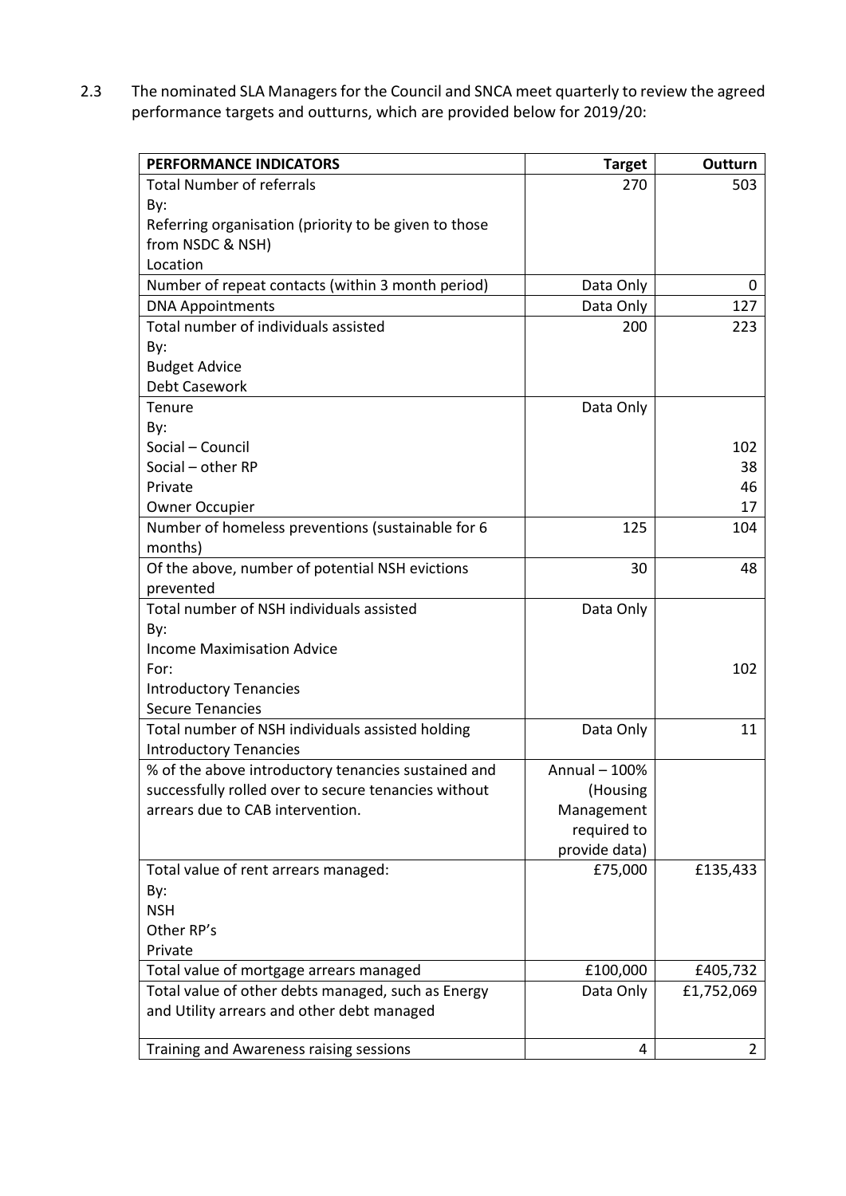2.3 The nominated SLA Managers for the Council and SNCA meet quarterly to review the agreed performance targets and outturns, which are provided below for 2019/20:

| PERFORMANCE INDICATORS | Target | Outturn |
|---|---|---|
| Total Number of referrals<br>By:<br>Referring organisation (priority to be given to those from NSDC & NSH)<br>Location | 270 | 503 |
| Number of repeat contacts (within 3 month period) | Data Only | 0 |
| DNA Appointments | Data Only | 127 |
| Total number of individuals assisted<br>By:<br>Budget Advice<br>Debt Casework | 200 | 223 |
| Tenure<br>By:<br>Social – Council<br>Social – other RP<br>Private<br>Owner Occupier | Data Only | <br><br>102<br>38<br>46<br>17 |
| Number of homeless preventions (sustainable for 6 months) | 125 | 104 |
| Of the above, number of potential NSH evictions prevented | 30 | 48 |
| Total number of NSH individuals assisted<br>By:<br>Income Maximisation Advice<br>For:<br>Introductory Tenancies<br>Secure Tenancies | Data Only | 102 |
| Total number of NSH individuals assisted holding Introductory Tenancies | Data Only | 11 |
| % of the above introductory tenancies sustained and successfully rolled over to secure tenancies without arrears due to CAB intervention. | Annual – 100% (Housing Management required to provide data) | |
| Total value of rent arrears managed:<br>By:<br>NSH<br>Other RP's<br>Private | £75,000 | £135,433 |
| Total value of mortgage arrears managed | £100,000 | £405,732 |
| Total value of other debts managed, such as Energy and Utility arrears and other debt managed | Data Only | £1,752,069 |
| Training and Awareness raising sessions | 4 | 2 |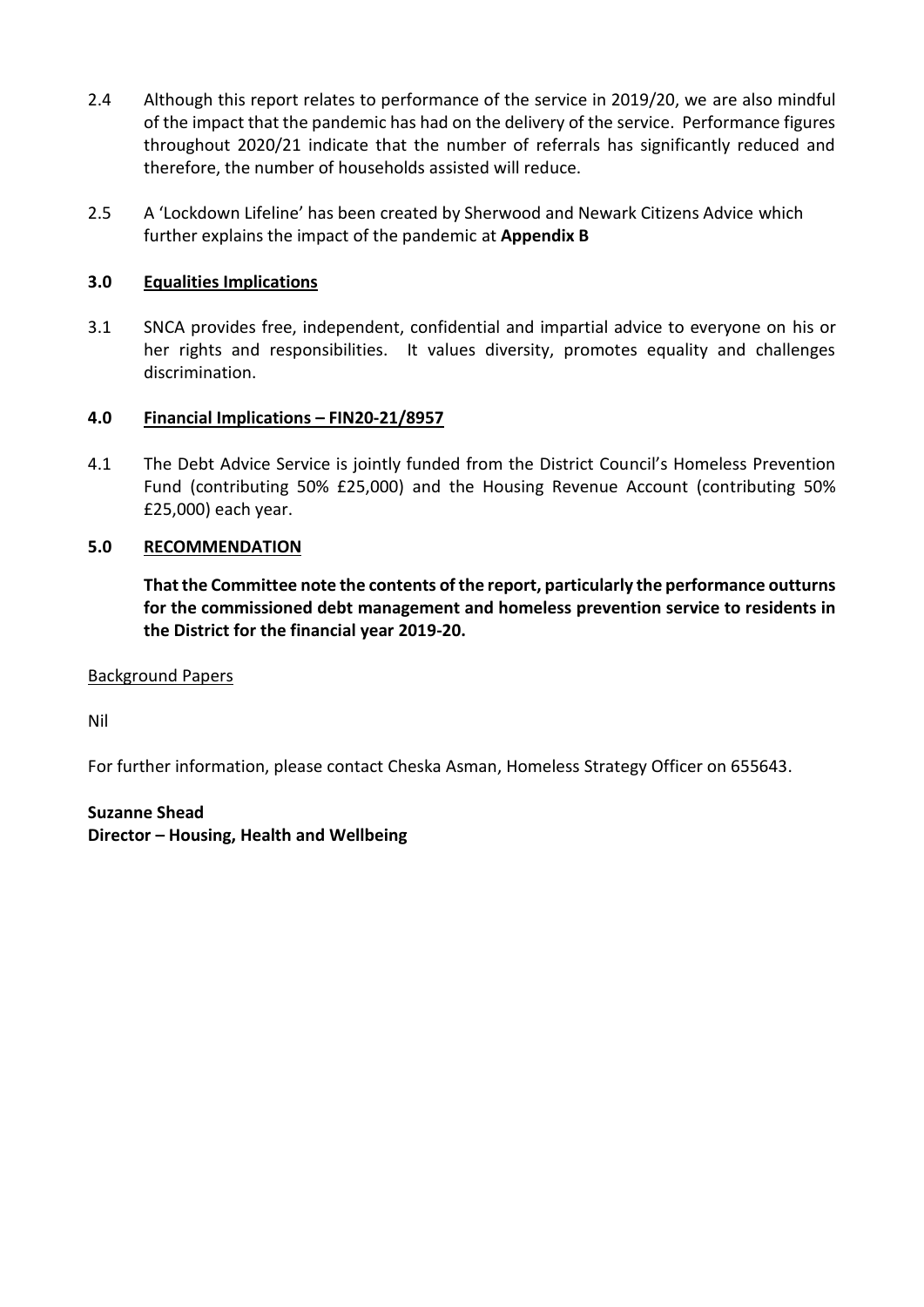2.4 Although this report relates to performance of the service in 2019/20, we are also mindful of the impact that the pandemic has had on the delivery of the service. Performance figures throughout 2020/21 indicate that the number of referrals has significantly reduced and therefore, the number of households assisted will reduce.

2.5 A 'Lockdown Lifeline' has been created by Sherwood and Newark Citizens Advice which further explains the impact of the pandemic at **Appendix B**

## 3.0 Equalities Implications

3.1 SNCA provides free, independent, confidential and impartial advice to everyone on his or her rights and responsibilities. It values diversity, promotes equality and challenges discrimination.

## 4.0 Financial Implications – FIN20-21/8957

4.1 The Debt Advice Service is jointly funded from the District Council's Homeless Prevention Fund (contributing 50% £25,000) and the Housing Revenue Account (contributing 50% £25,000) each year.

## 5.0 RECOMMENDATION

**That the Committee note the contents of the report, particularly the performance outturns for the commissioned debt management and homeless prevention service to residents in the District for the financial year 2019-20.**

Background Papers

Nil

For further information, please contact Cheska Asman, Homeless Strategy Officer on 655643.

**Suzanne Shead**
**Director – Housing, Health and Wellbeing**